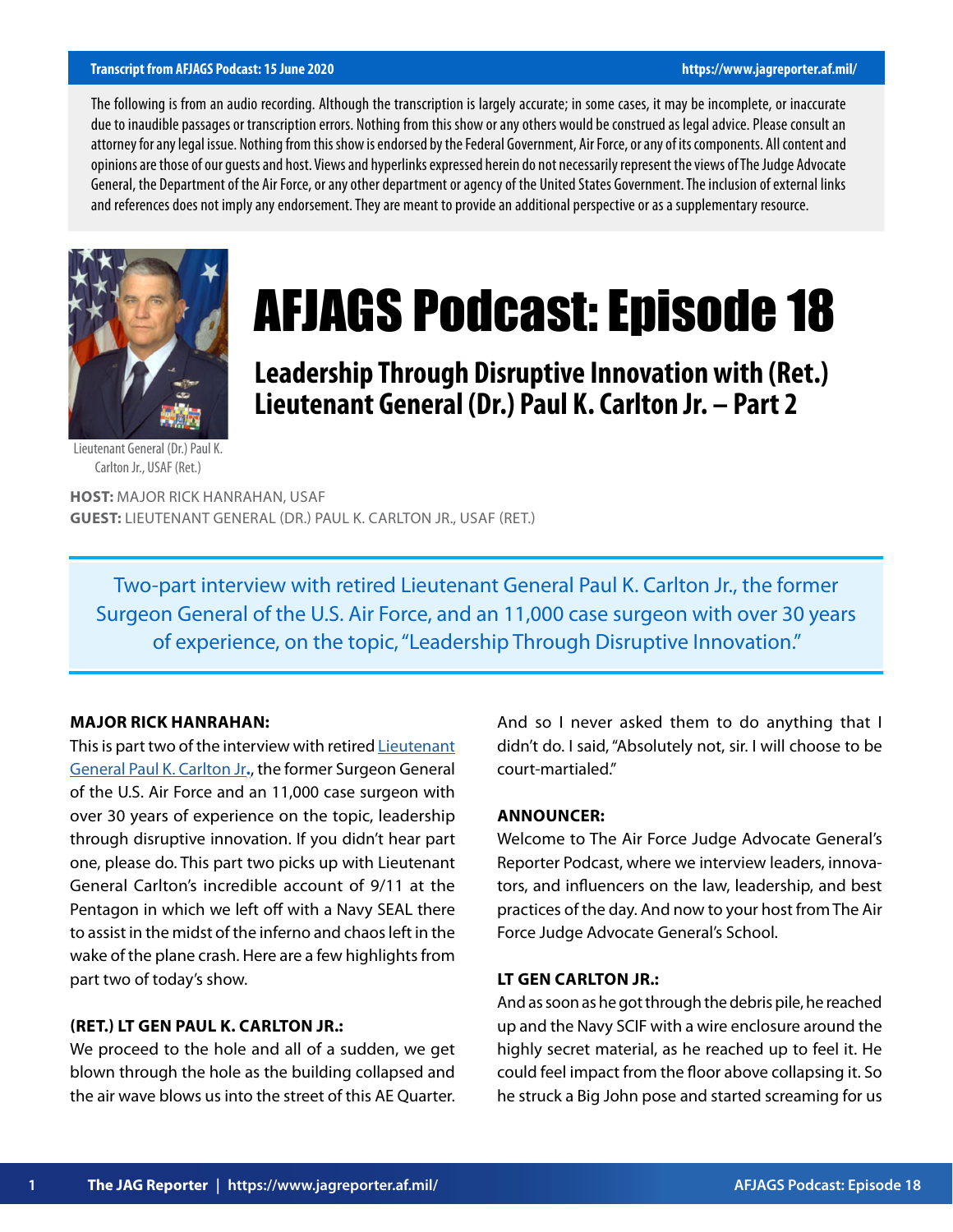Transcript from AFJAGS Podcast: 15 June 2020 https://www.jagreporter.af.mil/

The following is from an audio recording. Although the transcription is largely accurate; in some cases, it may be incomplete, or inaccurate due to inaudible passages or transcription errors. Nothing from this show or any others would be construed as legal advice. Please consult an attorney for any legal issue. Nothing from this show is endorsed by the Federal Government, Air Force, or any of its components. All content and opinions are those of our guests and host. Views and hyperlinks expressed herein do not necessarily represent the views of The Judge Advocate General, the Department of the Air Force, or any other department or agency of the United States Government. The inclusion of external links and references does not imply any endorsement. They are meant to provide an additional perspective or as a supplementary resource.

Lieutenant General (Dr.) Paul K. Carlton Jr., USAF (Ret.)

# AFJAGS Podcast: Episode 18

## Leadership Through Disruptive Innovation with (Ret.) Lieutenant General (Dr.) Paul K. Carlton Jr. – Part 2

**HOST:** MAJOR RICK HANRAHAN, USAF
**GUEST:** LIEUTENANT GENERAL (DR.) PAUL K. CARLTON JR., USAF (RET.)

Two-part interview with retired Lieutenant General Paul K. Carlton Jr., the former Surgeon General of the U.S. Air Force, and an 11,000 case surgeon with over 30 years of experience, on the topic, "Leadership Through Disruptive Innovation."

**MAJOR RICK HANRAHAN:**
This is part two of the interview with retired Lieutenant General Paul K. Carlton Jr**.,** the former Surgeon General of the U.S. Air Force and an 11,000 case surgeon with over 30 years of experience on the topic, leadership through disruptive innovation. If you didn't hear part one, please do. This part two picks up with Lieutenant General Carlton's incredible account of 9/11 at the Pentagon in which we left off with a Navy SEAL there to assist in the midst of the inferno and chaos left in the wake of the plane crash. Here are a few highlights from part two of today's show.

**(RET.) LT GEN PAUL K. CARLTON JR.:**
We proceed to the hole and all of a sudden, we get blown through the hole as the building collapsed and the air wave blows us into the street of this AE Quarter. And so I never asked them to do anything that I didn't do. I said, "Absolutely not, sir. I will choose to be court-martialed."

**ANNOUNCER:**
Welcome to The Air Force Judge Advocate General's Reporter Podcast, where we interview leaders, innovators, and influencers on the law, leadership, and best practices of the day. And now to your host from The Air Force Judge Advocate General's School.

**LT GEN CARLTON JR.:**
And as soon as he got through the debris pile, he reached up and the Navy SCIF with a wire enclosure around the highly secret material, as he reached up to feel it. He could feel impact from the floor above collapsing it. So he struck a Big John pose and started screaming for us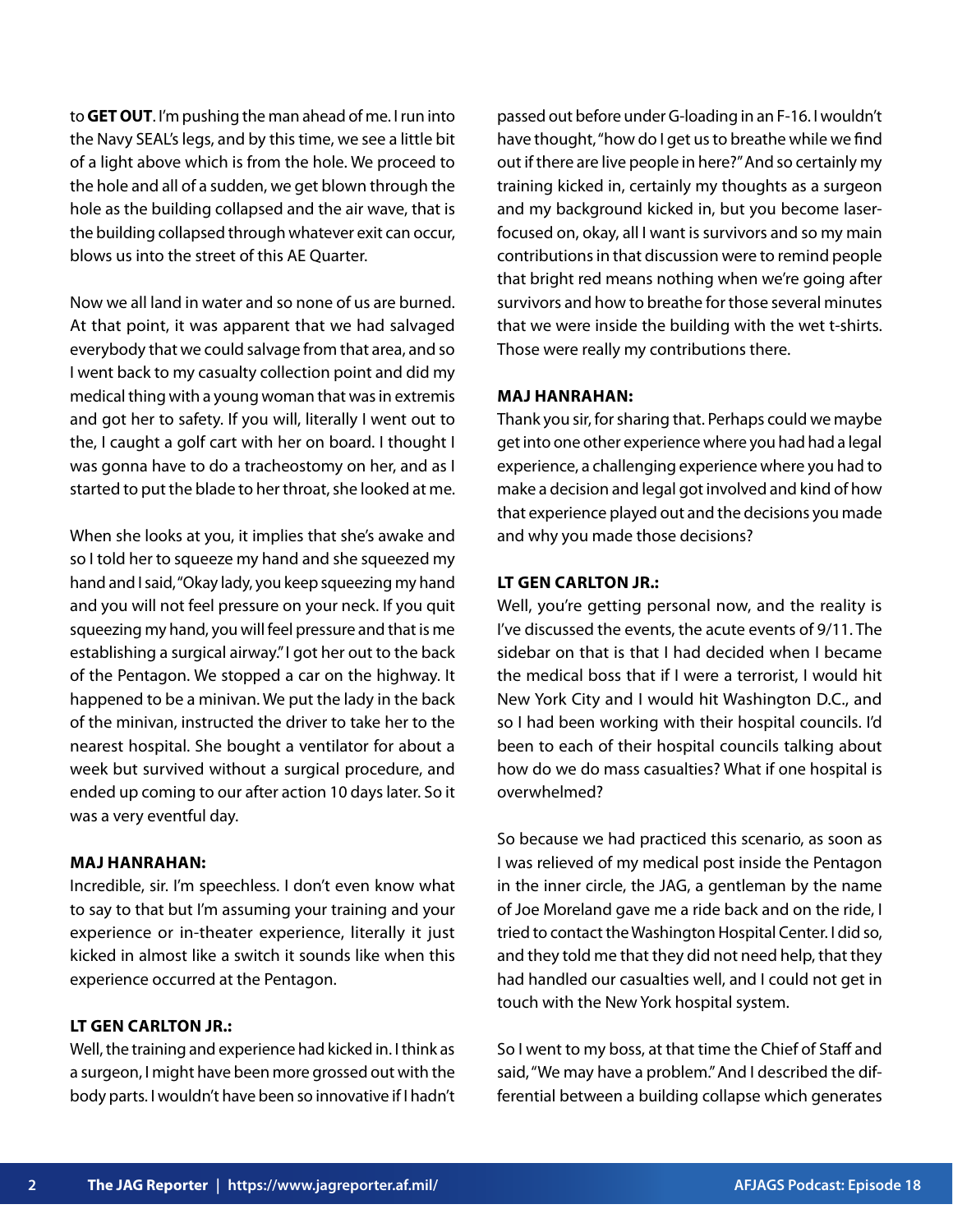to **GET OUT**. I'm pushing the man ahead of me. I run into the Navy SEAL's legs, and by this time, we see a little bit of a light above which is from the hole. We proceed to the hole and all of a sudden, we get blown through the hole as the building collapsed and the air wave, that is the building collapsed through whatever exit can occur, blows us into the street of this AE Quarter.

Now we all land in water and so none of us are burned. At that point, it was apparent that we had salvaged everybody that we could salvage from that area, and so I went back to my casualty collection point and did my medical thing with a young woman that was in extremis and got her to safety. If you will, literally I went out to the, I caught a golf cart with her on board. I thought I was gonna have to do a tracheostomy on her, and as I started to put the blade to her throat, she looked at me.

When she looks at you, it implies that she's awake and so I told her to squeeze my hand and she squeezed my hand and I said, "Okay lady, you keep squeezing my hand and you will not feel pressure on your neck. If you quit squeezing my hand, you will feel pressure and that is me establishing a surgical airway." I got her out to the back of the Pentagon. We stopped a car on the highway. It happened to be a minivan. We put the lady in the back of the minivan, instructed the driver to take her to the nearest hospital. She bought a ventilator for about a week but survived without a surgical procedure, and ended up coming to our after action 10 days later. So it was a very eventful day.

**MAJ HANRAHAN:**
Incredible, sir. I'm speechless. I don't even know what to say to that but I'm assuming your training and your experience or in-theater experience, literally it just kicked in almost like a switch it sounds like when this experience occurred at the Pentagon.

**LT GEN CARLTON JR.:**
Well, the training and experience had kicked in. I think as a surgeon, I might have been more grossed out with the body parts. I wouldn't have been so innovative if I hadn't passed out before under G-loading in an F-16. I wouldn't have thought, "how do I get us to breathe while we find out if there are live people in here?" And so certainly my training kicked in, certainly my thoughts as a surgeon and my background kicked in, but you become laser-focused on, okay, all I want is survivors and so my main contributions in that discussion were to remind people that bright red means nothing when we're going after survivors and how to breathe for those several minutes that we were inside the building with the wet t-shirts. Those were really my contributions there.

**MAJ HANRAHAN:**
Thank you sir, for sharing that. Perhaps could we maybe get into one other experience where you had had a legal experience, a challenging experience where you had to make a decision and legal got involved and kind of how that experience played out and the decisions you made and why you made those decisions?

**LT GEN CARLTON JR.:**
Well, you're getting personal now, and the reality is I've discussed the events, the acute events of 9/11. The sidebar on that is that I had decided when I became the medical boss that if I were a terrorist, I would hit New York City and I would hit Washington D.C., and so I had been working with their hospital councils. I'd been to each of their hospital councils talking about how do we do mass casualties? What if one hospital is overwhelmed?

So because we had practiced this scenario, as soon as I was relieved of my medical post inside the Pentagon in the inner circle, the JAG, a gentleman by the name of Joe Moreland gave me a ride back and on the ride, I tried to contact the Washington Hospital Center. I did so, and they told me that they did not need help, that they had handled our casualties well, and I could not get in touch with the New York hospital system.

So I went to my boss, at that time the Chief of Staff and said, "We may have a problem." And I described the differential between a building collapse which generates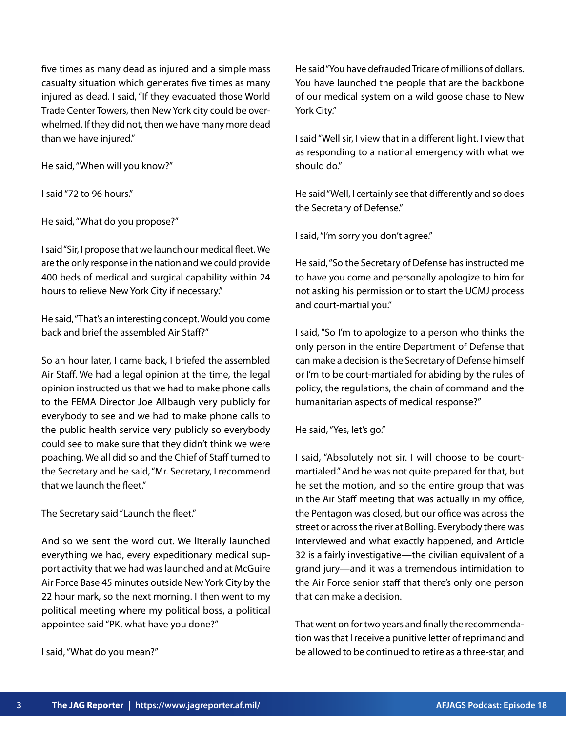five times as many dead as injured and a simple mass casualty situation which generates five times as many injured as dead. I said, "If they evacuated those World Trade Center Towers, then New York city could be overwhelmed. If they did not, then we have many more dead than we have injured."

He said, "When will you know?"

I said "72 to 96 hours."

He said, "What do you propose?"

I said "Sir, I propose that we launch our medical fleet. We are the only response in the nation and we could provide 400 beds of medical and surgical capability within 24 hours to relieve New York City if necessary."

He said, "That's an interesting concept. Would you come back and brief the assembled Air Staff?"

So an hour later, I came back, I briefed the assembled Air Staff. We had a legal opinion at the time, the legal opinion instructed us that we had to make phone calls to the FEMA Director Joe Allbaugh very publicly for everybody to see and we had to make phone calls to the public health service very publicly so everybody could see to make sure that they didn't think we were poaching. We all did so and the Chief of Staff turned to the Secretary and he said, "Mr. Secretary, I recommend that we launch the fleet."

The Secretary said "Launch the fleet."

And so we sent the word out. We literally launched everything we had, every expeditionary medical support activity that we had was launched and at McGuire Air Force Base 45 minutes outside New York City by the 22 hour mark, so the next morning. I then went to my political meeting where my political boss, a political appointee said "PK, what have you done?"

I said, "What do you mean?"

He said "You have defrauded Tricare of millions of dollars. You have launched the people that are the backbone of our medical system on a wild goose chase to New York City."

I said "Well sir, I view that in a different light. I view that as responding to a national emergency with what we should do."

He said "Well, I certainly see that differently and so does the Secretary of Defense."

I said, "I'm sorry you don't agree."

He said, "So the Secretary of Defense has instructed me to have you come and personally apologize to him for not asking his permission or to start the UCMJ process and court-martial you."

I said, "So I'm to apologize to a person who thinks the only person in the entire Department of Defense that can make a decision is the Secretary of Defense himself or I'm to be court-martialed for abiding by the rules of policy, the regulations, the chain of command and the humanitarian aspects of medical response?"

He said, "Yes, let's go."

I said, "Absolutely not sir. I will choose to be court-martialed." And he was not quite prepared for that, but he set the motion, and so the entire group that was in the Air Staff meeting that was actually in my office, the Pentagon was closed, but our office was across the street or across the river at Bolling. Everybody there was interviewed and what exactly happened, and Article 32 is a fairly investigative—the civilian equivalent of a grand jury—and it was a tremendous intimidation to the Air Force senior staff that there's only one person that can make a decision.

That went on for two years and finally the recommendation was that I receive a punitive letter of reprimand and be allowed to be continued to retire as a three-star, and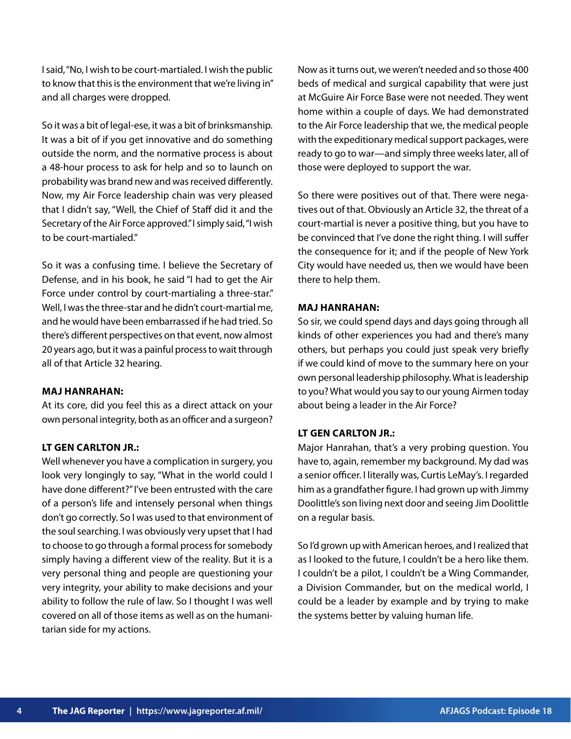I said, "No, I wish to be court-martialed. I wish the public to know that this is the environment that we're living in" and all charges were dropped.

So it was a bit of legal-ese, it was a bit of brinksmanship. It was a bit of if you get innovative and do something outside the norm, and the normative process is about a 48-hour process to ask for help and so to launch on probability was brand new and was received differently. Now, my Air Force leadership chain was very pleased that I didn't say, "Well, the Chief of Staff did it and the Secretary of the Air Force approved." I simply said, "I wish to be court-martialed."

So it was a confusing time. I believe the Secretary of Defense, and in his book, he said "I had to get the Air Force under control by court-martialing a three-star." Well, I was the three-star and he didn't court-martial me, and he would have been embarrassed if he had tried. So there's different perspectives on that event, now almost 20 years ago, but it was a painful process to wait through all of that Article 32 hearing.

**MAJ HANRAHAN:**
At its core, did you feel this as a direct attack on your own personal integrity, both as an officer and a surgeon?

**LT GEN CARLTON JR.:**
Well whenever you have a complication in surgery, you look very longingly to say, "What in the world could I have done different?" I've been entrusted with the care of a person's life and intensely personal when things don't go correctly. So I was used to that environment of the soul searching. I was obviously very upset that I had to choose to go through a formal process for somebody simply having a different view of the reality. But it is a very personal thing and people are questioning your very integrity, your ability to make decisions and your ability to follow the rule of law. So I thought I was well covered on all of those items as well as on the humanitarian side for my actions.

Now as it turns out, we weren't needed and so those 400 beds of medical and surgical capability that were just at McGuire Air Force Base were not needed. They went home within a couple of days. We had demonstrated to the Air Force leadership that we, the medical people with the expeditionary medical support packages, were ready to go to war—and simply three weeks later, all of those were deployed to support the war.

So there were positives out of that. There were negatives out of that. Obviously an Article 32, the threat of a court-martial is never a positive thing, but you have to be convinced that I've done the right thing. I will suffer the consequence for it; and if the people of New York City would have needed us, then we would have been there to help them.

**MAJ HANRAHAN:**
So sir, we could spend days and days going through all kinds of other experiences you had and there's many others, but perhaps you could just speak very briefly if we could kind of move to the summary here on your own personal leadership philosophy. What is leadership to you? What would you say to our young Airmen today about being a leader in the Air Force?

**LT GEN CARLTON JR.:**
Major Hanrahan, that's a very probing question. You have to, again, remember my background. My dad was a senior officer. I literally was, Curtis LeMay's. I regarded him as a grandfather figure. I had grown up with Jimmy Doolittle's son living next door and seeing Jim Doolittle on a regular basis.

So I'd grown up with American heroes, and I realized that as I looked to the future, I couldn't be a hero like them. I couldn't be a pilot, I couldn't be a Wing Commander, a Division Commander, but on the medical world, I could be a leader by example and by trying to make the systems better by valuing human life.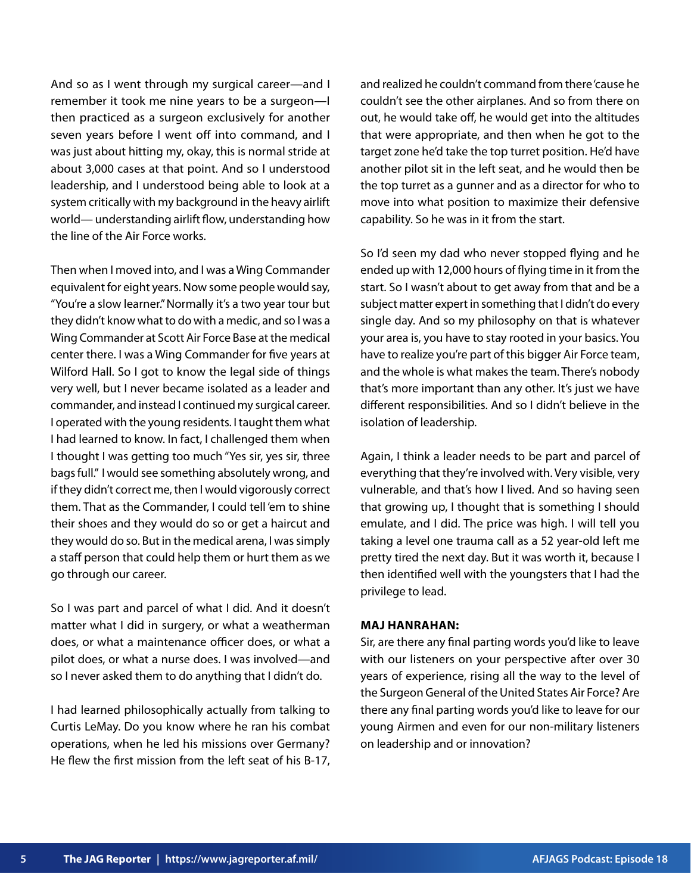And so as I went through my surgical career—and I remember it took me nine years to be a surgeon—I then practiced as a surgeon exclusively for another seven years before I went off into command, and I was just about hitting my, okay, this is normal stride at about 3,000 cases at that point. And so I understood leadership, and I understood being able to look at a system critically with my background in the heavy airlift world— understanding airlift flow, understanding how the line of the Air Force works.

Then when I moved into, and I was a Wing Commander equivalent for eight years. Now some people would say, "You're a slow learner." Normally it's a two year tour but they didn't know what to do with a medic, and so I was a Wing Commander at Scott Air Force Base at the medical center there. I was a Wing Commander for five years at Wilford Hall. So I got to know the legal side of things very well, but I never became isolated as a leader and commander, and instead I continued my surgical career. I operated with the young residents. I taught them what I had learned to know. In fact, I challenged them when I thought I was getting too much "Yes sir, yes sir, three bags full." I would see something absolutely wrong, and if they didn't correct me, then I would vigorously correct them. That as the Commander, I could tell 'em to shine their shoes and they would do so or get a haircut and they would do so. But in the medical arena, I was simply a staff person that could help them or hurt them as we go through our career.

So I was part and parcel of what I did. And it doesn't matter what I did in surgery, or what a weatherman does, or what a maintenance officer does, or what a pilot does, or what a nurse does. I was involved—and so I never asked them to do anything that I didn't do.

I had learned philosophically actually from talking to Curtis LeMay. Do you know where he ran his combat operations, when he led his missions over Germany? He flew the first mission from the left seat of his B-17, and realized he couldn't command from there 'cause he couldn't see the other airplanes. And so from there on out, he would take off, he would get into the altitudes that were appropriate, and then when he got to the target zone he'd take the top turret position. He'd have another pilot sit in the left seat, and he would then be the top turret as a gunner and as a director for who to move into what position to maximize their defensive capability. So he was in it from the start.

So I'd seen my dad who never stopped flying and he ended up with 12,000 hours of flying time in it from the start. So I wasn't about to get away from that and be a subject matter expert in something that I didn't do every single day. And so my philosophy on that is whatever your area is, you have to stay rooted in your basics. You have to realize you're part of this bigger Air Force team, and the whole is what makes the team. There's nobody that's more important than any other. It's just we have different responsibilities. And so I didn't believe in the isolation of leadership.

Again, I think a leader needs to be part and parcel of everything that they're involved with. Very visible, very vulnerable, and that's how I lived. And so having seen that growing up, I thought that is something I should emulate, and I did. The price was high. I will tell you taking a level one trauma call as a 52 year-old left me pretty tired the next day. But it was worth it, because I then identified well with the youngsters that I had the privilege to lead.

**MAJ HANRAHAN:**
Sir, are there any final parting words you'd like to leave with our listeners on your perspective after over 30 years of experience, rising all the way to the level of the Surgeon General of the United States Air Force? Are there any final parting words you'd like to leave for our young Airmen and even for our non-military listeners on leadership and or innovation?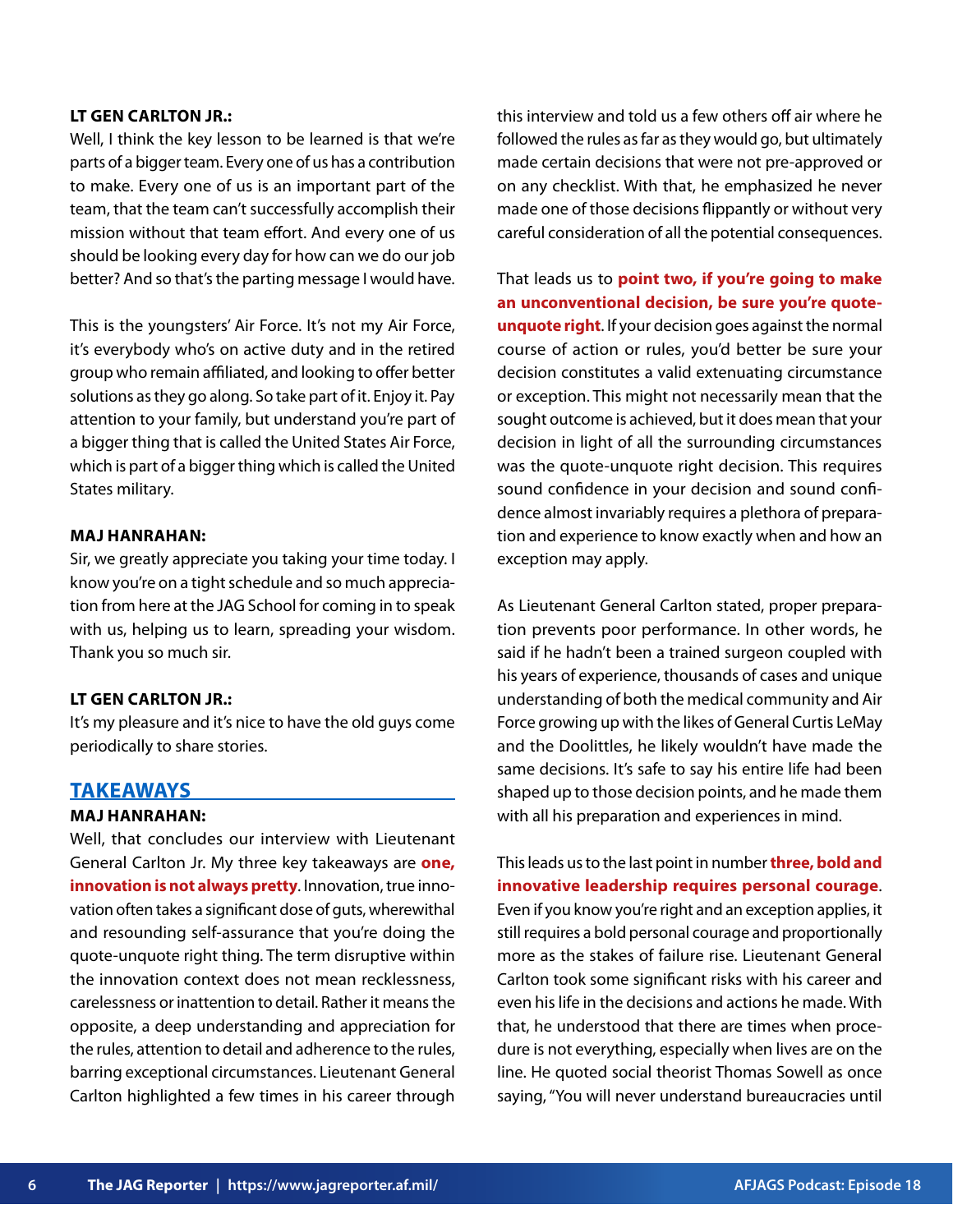**LT GEN CARLTON JR.:**
Well, I think the key lesson to be learned is that we're parts of a bigger team. Every one of us has a contribution to make. Every one of us is an important part of the team, that the team can't successfully accomplish their mission without that team effort. And every one of us should be looking every day for how can we do our job better? And so that's the parting message I would have.

This is the youngsters' Air Force. It's not my Air Force, it's everybody who's on active duty and in the retired group who remain affiliated, and looking to offer better solutions as they go along. So take part of it. Enjoy it. Pay attention to your family, but understand you're part of a bigger thing that is called the United States Air Force, which is part of a bigger thing which is called the United States military.

**MAJ HANRAHAN:**
Sir, we greatly appreciate you taking your time today. I know you're on a tight schedule and so much appreciation from here at the JAG School for coming in to speak with us, helping us to learn, spreading your wisdom. Thank you so much sir.

**LT GEN CARLTON JR.:**
It's my pleasure and it's nice to have the old guys come periodically to share stories.

## TAKEAWAYS

**MAJ HANRAHAN:**
Well, that concludes our interview with Lieutenant General Carlton Jr. My three key takeaways are **one, innovation is not always pretty**. Innovation, true innovation often takes a significant dose of guts, wherewithal and resounding self-assurance that you're doing the quote-unquote right thing. The term disruptive within the innovation context does not mean recklessness, carelessness or inattention to detail. Rather it means the opposite, a deep understanding and appreciation for the rules, attention to detail and adherence to the rules, barring exceptional circumstances. Lieutenant General Carlton highlighted a few times in his career through this interview and told us a few others off air where he followed the rules as far as they would go, but ultimately made certain decisions that were not pre-approved or on any checklist. With that, he emphasized he never made one of those decisions flippantly or without very careful consideration of all the potential consequences.

That leads us to **point two, if you're going to make an unconventional decision, be sure you're quote-unquote right**. If your decision goes against the normal course of action or rules, you'd better be sure your decision constitutes a valid extenuating circumstance or exception. This might not necessarily mean that the sought outcome is achieved, but it does mean that your decision in light of all the surrounding circumstances was the quote-unquote right decision. This requires sound confidence in your decision and sound confidence almost invariably requires a plethora of preparation and experience to know exactly when and how an exception may apply.

As Lieutenant General Carlton stated, proper preparation prevents poor performance. In other words, he said if he hadn't been a trained surgeon coupled with his years of experience, thousands of cases and unique understanding of both the medical community and Air Force growing up with the likes of General Curtis LeMay and the Doolittles, he likely wouldn't have made the same decisions. It's safe to say his entire life had been shaped up to those decision points, and he made them with all his preparation and experiences in mind.

This leads us to the last point in number **three, bold and innovative leadership requires personal courage**. Even if you know you're right and an exception applies, it still requires a bold personal courage and proportionally more as the stakes of failure rise. Lieutenant General Carlton took some significant risks with his career and even his life in the decisions and actions he made. With that, he understood that there are times when procedure is not everything, especially when lives are on the line. He quoted social theorist Thomas Sowell as once saying, "You will never understand bureaucracies until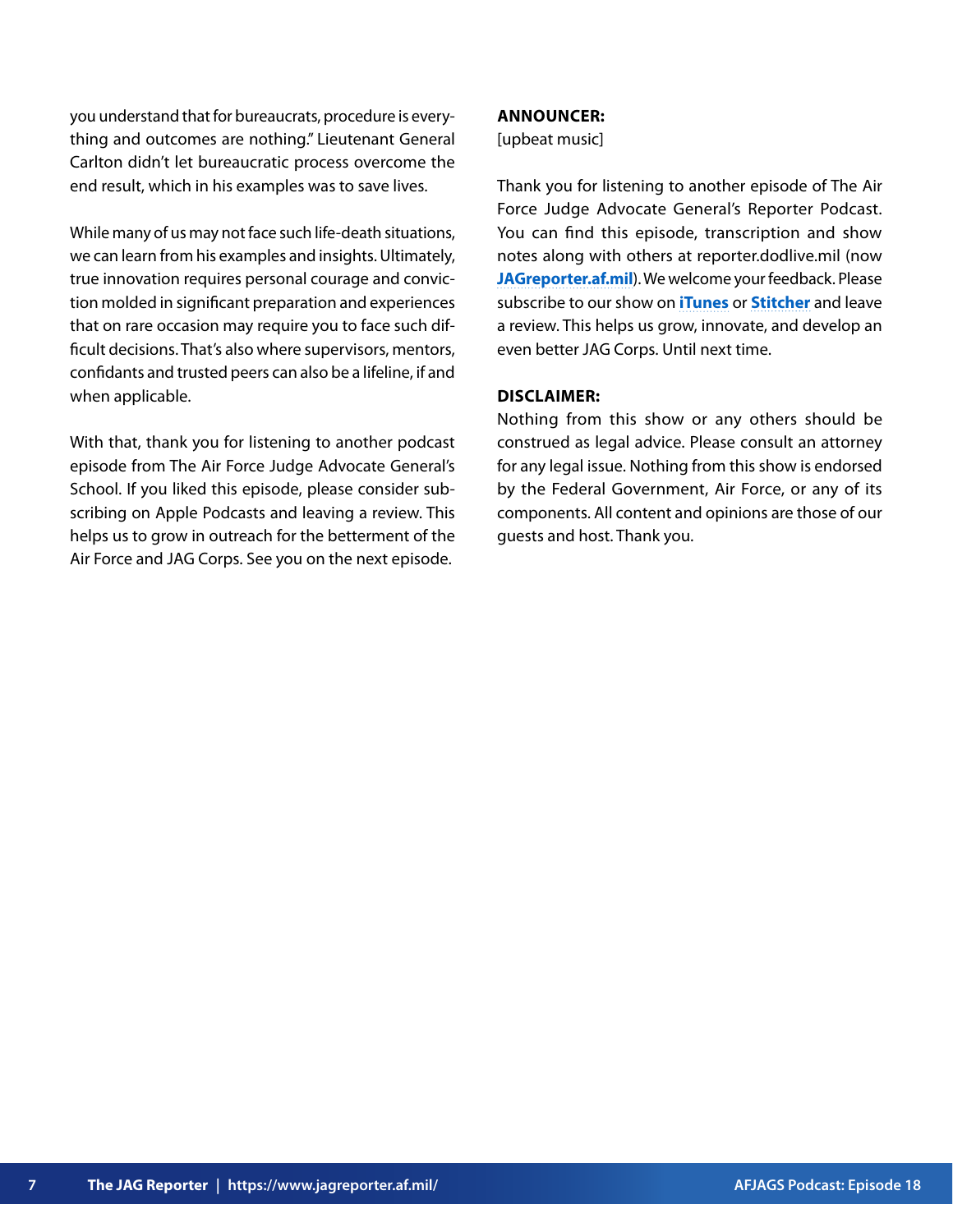you understand that for bureaucrats, procedure is everything and outcomes are nothing." Lieutenant General Carlton didn't let bureaucratic process overcome the end result, which in his examples was to save lives.

While many of us may not face such life-death situations, we can learn from his examples and insights. Ultimately, true innovation requires personal courage and conviction molded in significant preparation and experiences that on rare occasion may require you to face such difficult decisions. That's also where supervisors, mentors, confidants and trusted peers can also be a lifeline, if and when applicable.

With that, thank you for listening to another podcast episode from The Air Force Judge Advocate General's School. If you liked this episode, please consider subscribing on Apple Podcasts and leaving a review. This helps us to grow in outreach for the betterment of the Air Force and JAG Corps. See you on the next episode.

**ANNOUNCER:**
[upbeat music]

Thank you for listening to another episode of The Air Force Judge Advocate General's Reporter Podcast. You can find this episode, transcription and show notes along with others at reporter.dodlive.mil (now **JAGreporter.af.mil**). We welcome your feedback. Please subscribe to our show on **iTunes** or **Stitcher** and leave a review. This helps us grow, innovate, and develop an even better JAG Corps. Until next time.

**DISCLAIMER:**
Nothing from this show or any others should be construed as legal advice. Please consult an attorney for any legal issue. Nothing from this show is endorsed by the Federal Government, Air Force, or any of its components. All content and opinions are those of our guests and host. Thank you.